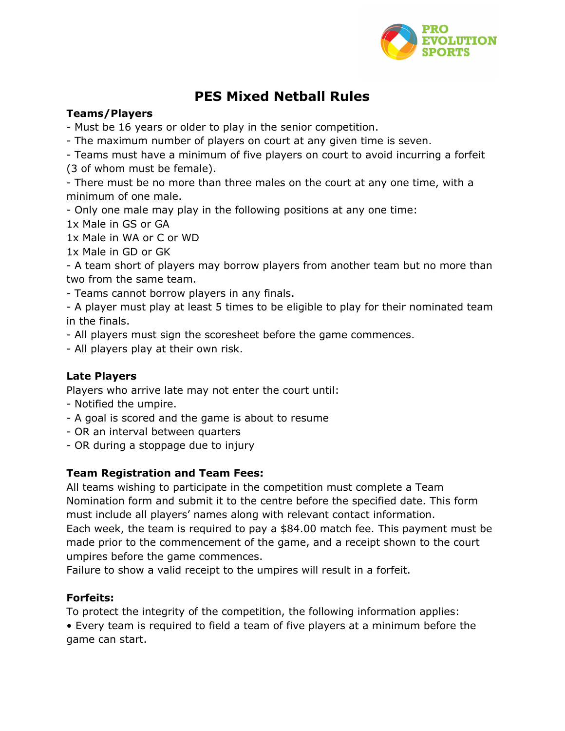# PES Mixed Netball Rules

**Teams/Players**

- Must be 16 years or older to play in the senior competition.
- The maximum number of players on court at any given time is seven.
- Teams must have a minimum of five players on court to avoid incurring a forfeit (3 of whom must be female).
- There must be no more than three males on the court at any one time, with a minimum of one male.
- Only one male may play in the following positions at any one time:

1x Male in GS or GA
1x Male in WA or C or WD
1x Male in GD or GK

- A team short of players may borrow players from another team but no more than two from the same team.
- Teams cannot borrow players in any finals.
- A player must play at least 5 times to be eligible to play for their nominated team in the finals.
- All players must sign the scoresheet before the game commences.
- All players play at their own risk.

**Late Players**

Players who arrive late may not enter the court until:

- Notified the umpire.
- A goal is scored and the game is about to resume
- OR an interval between quarters
- OR during a stoppage due to injury

**Team Registration and Team Fees:**

All teams wishing to participate in the competition must complete a Team Nomination form and submit it to the centre before the specified date. This form must include all players' names along with relevant contact information.
Each week, the team is required to pay a $84.00 match fee. This payment must be made prior to the commencement of the game, and a receipt shown to the court umpires before the game commences.
Failure to show a valid receipt to the umpires will result in a forfeit.

**Forfeits:**

To protect the integrity of the competition, the following information applies:

- Every team is required to field a team of five players at a minimum before the game can start.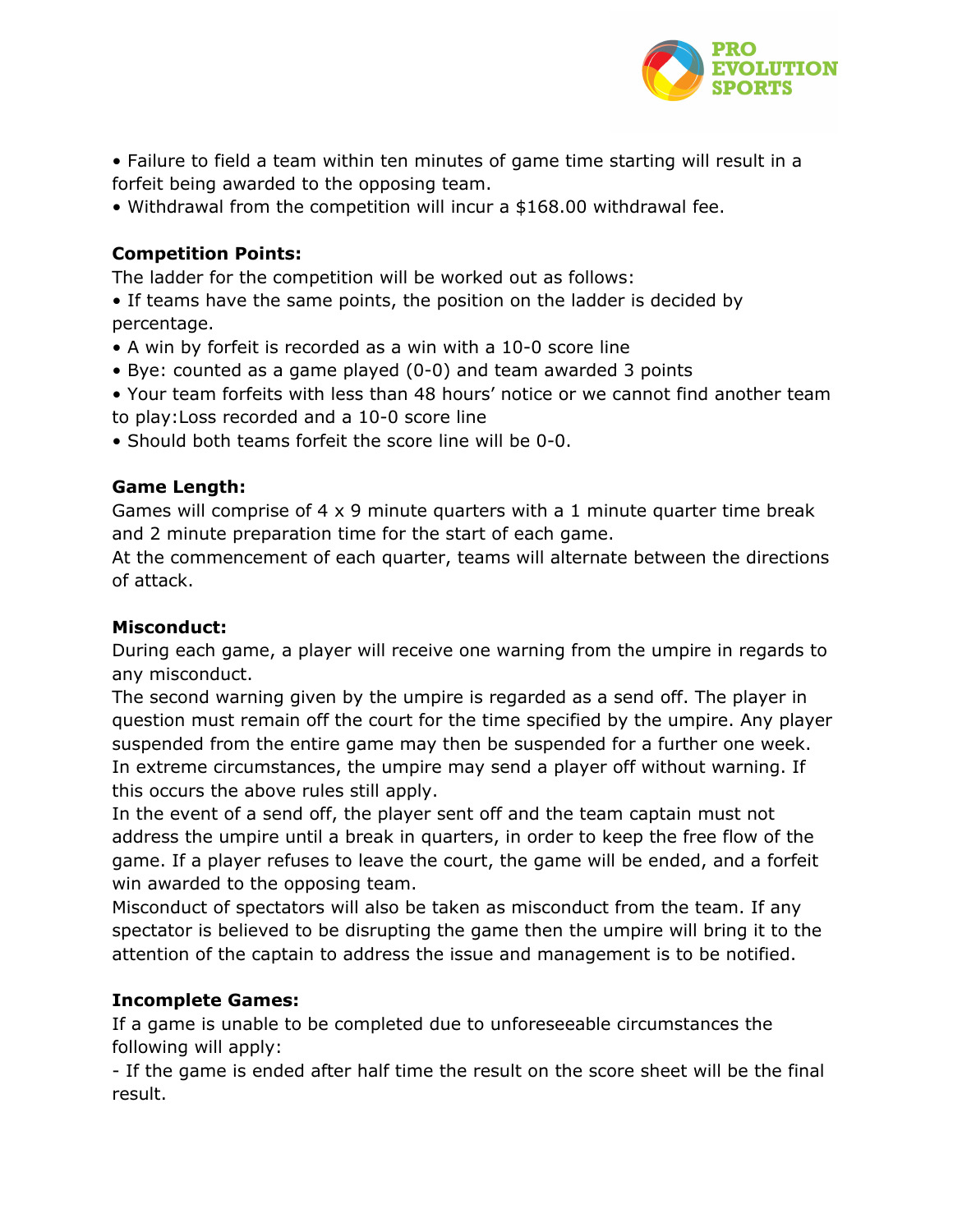- Failure to field a team within ten minutes of game time starting will result in a forfeit being awarded to the opposing team.
- Withdrawal from the competition will incur a $168.00 withdrawal fee.

**Competition Points:**

The ladder for the competition will be worked out as follows:

- If teams have the same points, the position on the ladder is decided by percentage.
- A win by forfeit is recorded as a win with a 10-0 score line
- Bye: counted as a game played (0-0) and team awarded 3 points
- Your team forfeits with less than 48 hours' notice or we cannot find another team to play:Loss recorded and a 10-0 score line
- Should both teams forfeit the score line will be 0-0.

**Game Length:**

Games will comprise of 4 x 9 minute quarters with a 1 minute quarter time break and 2 minute preparation time for the start of each game.

At the commencement of each quarter, teams will alternate between the directions of attack.

**Misconduct:**

During each game, a player will receive one warning from the umpire in regards to any misconduct.

The second warning given by the umpire is regarded as a send off. The player in question must remain off the court for the time specified by the umpire. Any player suspended from the entire game may then be suspended for a further one week.

In extreme circumstances, the umpire may send a player off without warning. If this occurs the above rules still apply.

In the event of a send off, the player sent off and the team captain must not address the umpire until a break in quarters, in order to keep the free flow of the game. If a player refuses to leave the court, the game will be ended, and a forfeit win awarded to the opposing team.

Misconduct of spectators will also be taken as misconduct from the team. If any spectator is believed to be disrupting the game then the umpire will bring it to the attention of the captain to address the issue and management is to be notified.

**Incomplete Games:**

If a game is unable to be completed due to unforeseeable circumstances the following will apply:

- If the game is ended after half time the result on the score sheet will be the final result.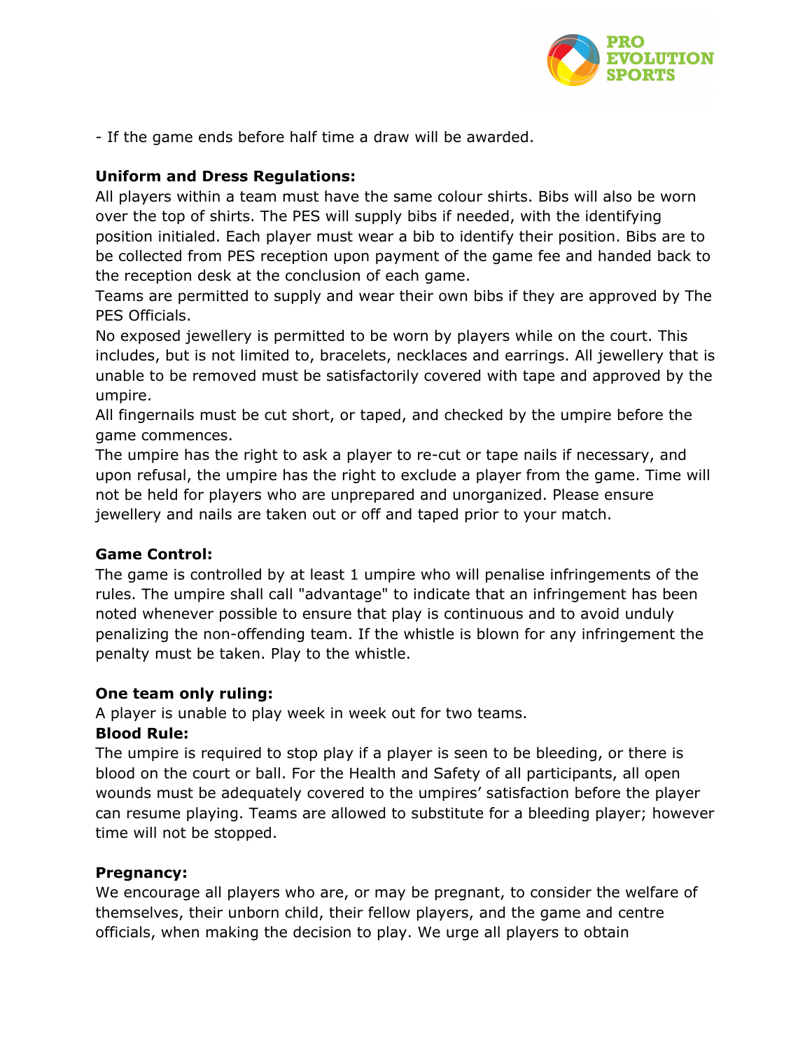- If the game ends before half time a draw will be awarded.

**Uniform and Dress Regulations:**

All players within a team must have the same colour shirts. Bibs will also be worn over the top of shirts. The PES will supply bibs if needed, with the identifying position initialed. Each player must wear a bib to identify their position. Bibs are to be collected from PES reception upon payment of the game fee and handed back to the reception desk at the conclusion of each game.

Teams are permitted to supply and wear their own bibs if they are approved by The PES Officials.

No exposed jewellery is permitted to be worn by players while on the court. This includes, but is not limited to, bracelets, necklaces and earrings. All jewellery that is unable to be removed must be satisfactorily covered with tape and approved by the umpire.

All fingernails must be cut short, or taped, and checked by the umpire before the game commences.

The umpire has the right to ask a player to re-cut or tape nails if necessary, and upon refusal, the umpire has the right to exclude a player from the game. Time will not be held for players who are unprepared and unorganized. Please ensure jewellery and nails are taken out or off and taped prior to your match.

**Game Control:**

The game is controlled by at least 1 umpire who will penalise infringements of the rules. The umpire shall call "advantage" to indicate that an infringement has been noted whenever possible to ensure that play is continuous and to avoid unduly penalizing the non-offending team. If the whistle is blown for any infringement the penalty must be taken. Play to the whistle.

**One team only ruling:**

A player is unable to play week in week out for two teams.

**Blood Rule:**

The umpire is required to stop play if a player is seen to be bleeding, or there is blood on the court or ball. For the Health and Safety of all participants, all open wounds must be adequately covered to the umpires' satisfaction before the player can resume playing. Teams are allowed to substitute for a bleeding player; however time will not be stopped.

**Pregnancy:**

We encourage all players who are, or may be pregnant, to consider the welfare of themselves, their unborn child, their fellow players, and the game and centre officials, when making the decision to play. We urge all players to obtain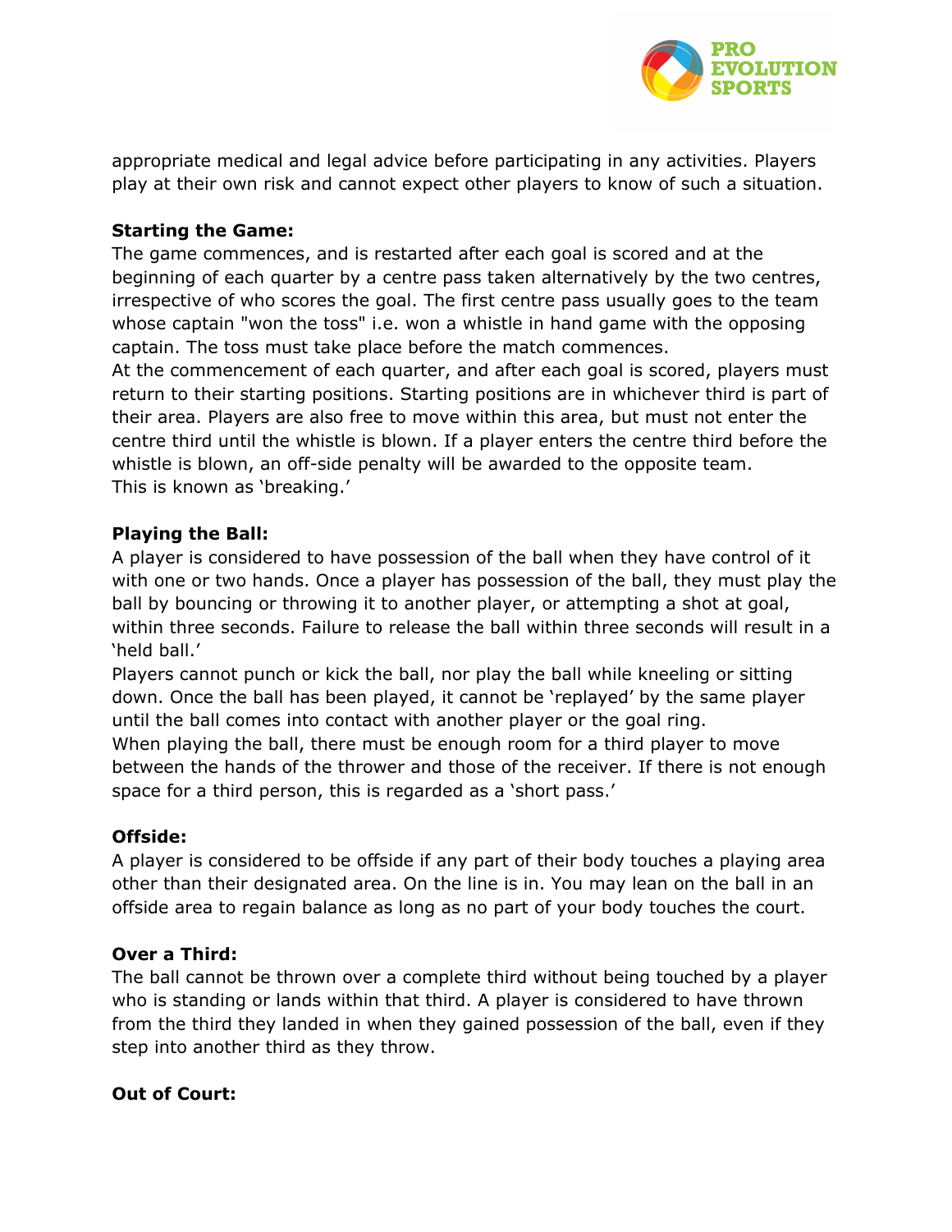appropriate medical and legal advice before participating in any activities. Players play at their own risk and cannot expect other players to know of such a situation.

**Starting the Game:**

The game commences, and is restarted after each goal is scored and at the beginning of each quarter by a centre pass taken alternatively by the two centres, irrespective of who scores the goal. The first centre pass usually goes to the team whose captain "won the toss" i.e. won a whistle in hand game with the opposing captain. The toss must take place before the match commences.

At the commencement of each quarter, and after each goal is scored, players must return to their starting positions. Starting positions are in whichever third is part of their area. Players are also free to move within this area, but must not enter the centre third until the whistle is blown. If a player enters the centre third before the whistle is blown, an off-side penalty will be awarded to the opposite team. This is known as 'breaking.'

**Playing the Ball:**

A player is considered to have possession of the ball when they have control of it with one or two hands. Once a player has possession of the ball, they must play the ball by bouncing or throwing it to another player, or attempting a shot at goal, within three seconds. Failure to release the ball within three seconds will result in a 'held ball.'

Players cannot punch or kick the ball, nor play the ball while kneeling or sitting down. Once the ball has been played, it cannot be 'replayed' by the same player until the ball comes into contact with another player or the goal ring.

When playing the ball, there must be enough room for a third player to move between the hands of the thrower and those of the receiver. If there is not enough space for a third person, this is regarded as a 'short pass.'

**Offside:**

A player is considered to be offside if any part of their body touches a playing area other than their designated area. On the line is in. You may lean on the ball in an offside area to regain balance as long as no part of your body touches the court.

**Over a Third:**

The ball cannot be thrown over a complete third without being touched by a player who is standing or lands within that third. A player is considered to have thrown from the third they landed in when they gained possession of the ball, even if they step into another third as they throw.

**Out of Court:**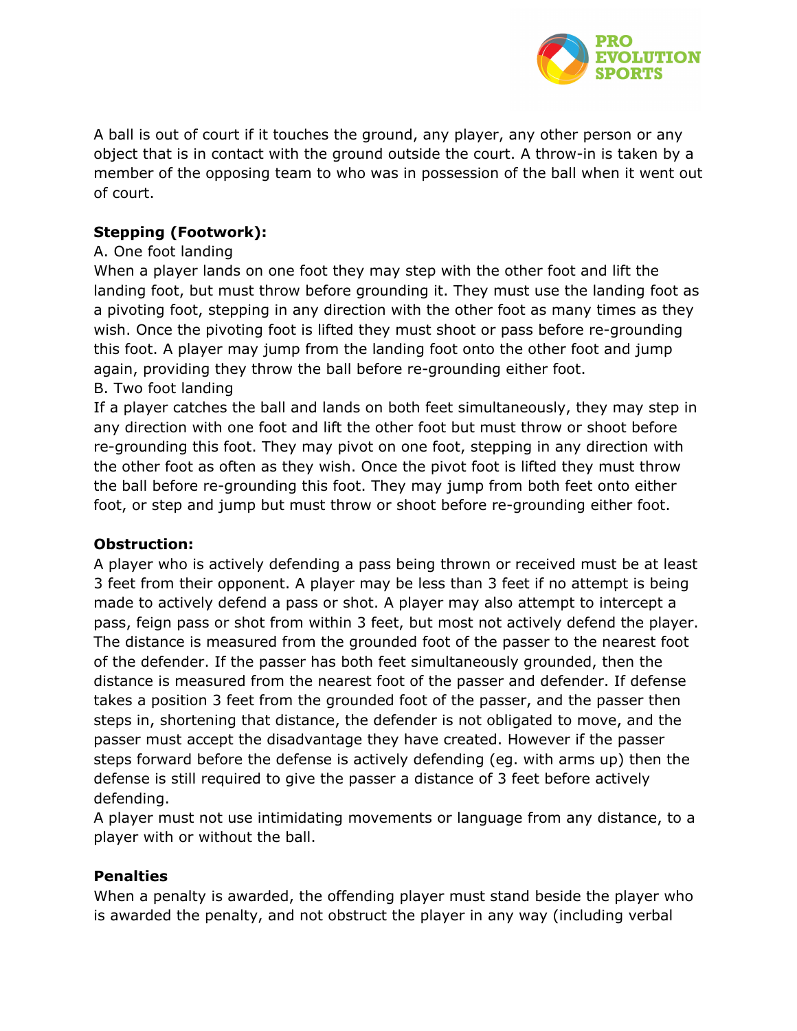A ball is out of court if it touches the ground, any player, any other person or any object that is in contact with the ground outside the court. A throw-in is taken by a member of the opposing team to who was in possession of the ball when it went out of court.

**Stepping (Footwork):**

A. One foot landing

When a player lands on one foot they may step with the other foot and lift the landing foot, but must throw before grounding it. They must use the landing foot as a pivoting foot, stepping in any direction with the other foot as many times as they wish. Once the pivoting foot is lifted they must shoot or pass before re-grounding this foot. A player may jump from the landing foot onto the other foot and jump again, providing they throw the ball before re-grounding either foot.

B. Two foot landing

If a player catches the ball and lands on both feet simultaneously, they may step in any direction with one foot and lift the other foot but must throw or shoot before re-grounding this foot. They may pivot on one foot, stepping in any direction with the other foot as often as they wish. Once the pivot foot is lifted they must throw the ball before re-grounding this foot. They may jump from both feet onto either foot, or step and jump but must throw or shoot before re-grounding either foot.

**Obstruction:**

A player who is actively defending a pass being thrown or received must be at least 3 feet from their opponent. A player may be less than 3 feet if no attempt is being made to actively defend a pass or shot. A player may also attempt to intercept a pass, feign pass or shot from within 3 feet, but most not actively defend the player. The distance is measured from the grounded foot of the passer to the nearest foot of the defender. If the passer has both feet simultaneously grounded, then the distance is measured from the nearest foot of the passer and defender. If defense takes a position 3 feet from the grounded foot of the passer, and the passer then steps in, shortening that distance, the defender is not obligated to move, and the passer must accept the disadvantage they have created. However if the passer steps forward before the defense is actively defending (eg. with arms up) then the defense is still required to give the passer a distance of 3 feet before actively defending.

A player must not use intimidating movements or language from any distance, to a player with or without the ball.

**Penalties**

When a penalty is awarded, the offending player must stand beside the player who is awarded the penalty, and not obstruct the player in any way (including verbal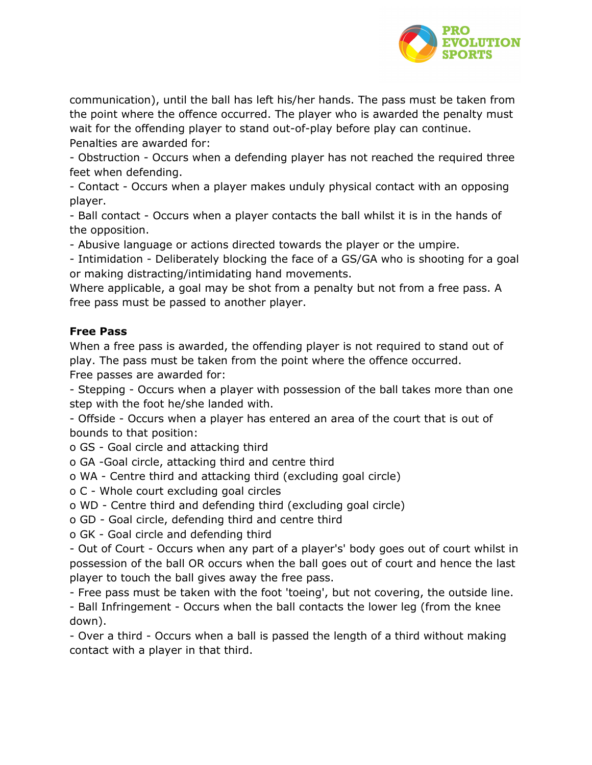communication), until the ball has left his/her hands. The pass must be taken from the point where the offence occurred. The player who is awarded the penalty must wait for the offending player to stand out-of-play before play can continue.
Penalties are awarded for:

- Obstruction - Occurs when a defending player has not reached the required three feet when defending.
- Contact - Occurs when a player makes unduly physical contact with an opposing player.
- Ball contact - Occurs when a player contacts the ball whilst it is in the hands of the opposition.
- Abusive language or actions directed towards the player or the umpire.
- Intimidation - Deliberately blocking the face of a GS/GA who is shooting for a goal or making distracting/intimidating hand movements.

Where applicable, a goal may be shot from a penalty but not from a free pass. A free pass must be passed to another player.

**Free Pass**

When a free pass is awarded, the offending player is not required to stand out of play. The pass must be taken from the point where the offence occurred.
Free passes are awarded for:

- Stepping - Occurs when a player with possession of the ball takes more than one step with the foot he/she landed with.
- Offside - Occurs when a player has entered an area of the court that is out of bounds to that position:
  - o GS - Goal circle and attacking third
  - o GA -Goal circle, attacking third and centre third
  - o WA - Centre third and attacking third (excluding goal circle)
  - o C - Whole court excluding goal circles
  - o WD - Centre third and defending third (excluding goal circle)
  - o GD - Goal circle, defending third and centre third
  - o GK - Goal circle and defending third
- Out of Court - Occurs when any part of a player's' body goes out of court whilst in possession of the ball OR occurs when the ball goes out of court and hence the last player to touch the ball gives away the free pass.
- Free pass must be taken with the foot 'toeing', but not covering, the outside line.
- Ball Infringement - Occurs when the ball contacts the lower leg (from the knee down).
- Over a third - Occurs when a ball is passed the length of a third without making contact with a player in that third.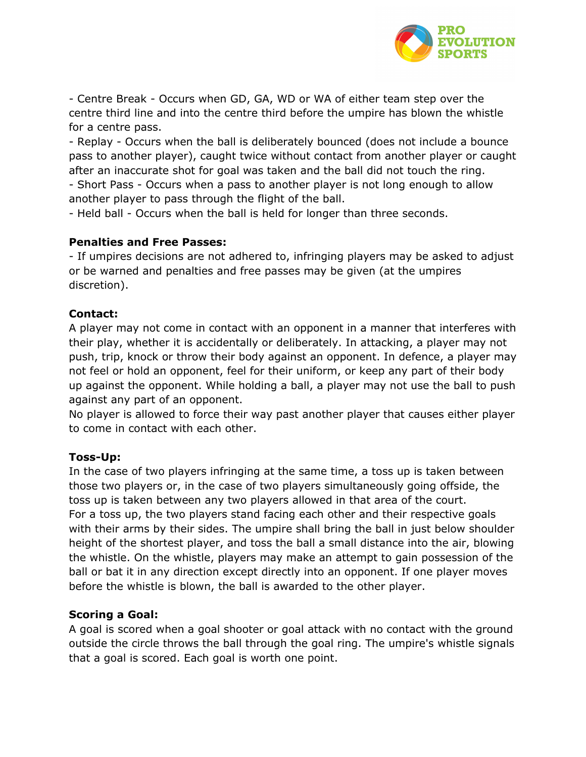- Centre Break - Occurs when GD, GA, WD or WA of either team step over the centre third line and into the centre third before the umpire has blown the whistle for a centre pass.
- Replay - Occurs when the ball is deliberately bounced (does not include a bounce pass to another player), caught twice without contact from another player or caught after an inaccurate shot for goal was taken and the ball did not touch the ring.
- Short Pass - Occurs when a pass to another player is not long enough to allow another player to pass through the flight of the ball.
- Held ball - Occurs when the ball is held for longer than three seconds.

**Penalties and Free Passes:**

- If umpires decisions are not adhered to, infringing players may be asked to adjust or be warned and penalties and free passes may be given (at the umpires discretion).

**Contact:**

A player may not come in contact with an opponent in a manner that interferes with their play, whether it is accidentally or deliberately. In attacking, a player may not push, trip, knock or throw their body against an opponent. In defence, a player may not feel or hold an opponent, feel for their uniform, or keep any part of their body up against the opponent. While holding a ball, a player may not use the ball to push against any part of an opponent.

No player is allowed to force their way past another player that causes either player to come in contact with each other.

**Toss-Up:**

In the case of two players infringing at the same time, a toss up is taken between those two players or, in the case of two players simultaneously going offside, the toss up is taken between any two players allowed in that area of the court.

For a toss up, the two players stand facing each other and their respective goals with their arms by their sides. The umpire shall bring the ball in just below shoulder height of the shortest player, and toss the ball a small distance into the air, blowing the whistle. On the whistle, players may make an attempt to gain possession of the ball or bat it in any direction except directly into an opponent. If one player moves before the whistle is blown, the ball is awarded to the other player.

**Scoring a Goal:**

A goal is scored when a goal shooter or goal attack with no contact with the ground outside the circle throws the ball through the goal ring. The umpire's whistle signals that a goal is scored. Each goal is worth one point.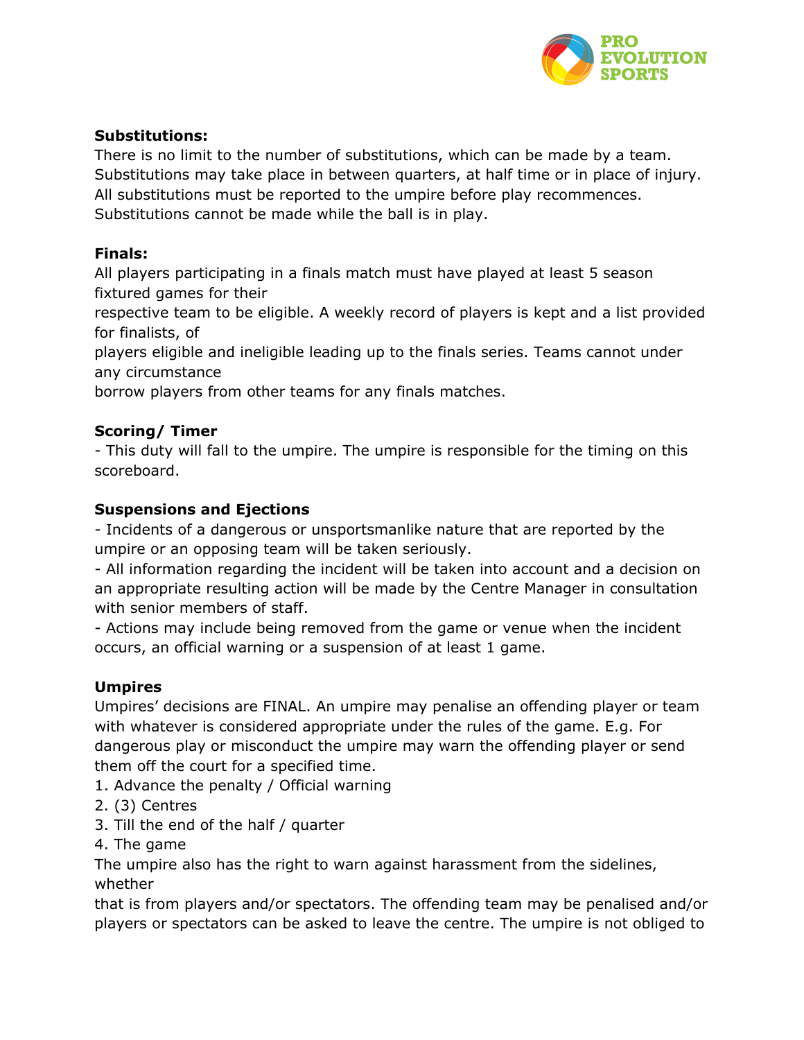**Substitutions:**
There is no limit to the number of substitutions, which can be made by a team. Substitutions may take place in between quarters, at half time or in place of injury. All substitutions must be reported to the umpire before play recommences. Substitutions cannot be made while the ball is in play.

**Finals:**
All players participating in a finals match must have played at least 5 season fixtured games for their respective team to be eligible. A weekly record of players is kept and a list provided for finalists, of players eligible and ineligible leading up to the finals series. Teams cannot under any circumstance borrow players from other teams for any finals matches.

**Scoring/ Timer**
- This duty will fall to the umpire. The umpire is responsible for the timing on this scoreboard.

**Suspensions and Ejections**
- Incidents of a dangerous or unsportsmanlike nature that are reported by the umpire or an opposing team will be taken seriously.
- All information regarding the incident will be taken into account and a decision on an appropriate resulting action will be made by the Centre Manager in consultation with senior members of staff.
- Actions may include being removed from the game or venue when the incident occurs, an official warning or a suspension of at least 1 game.

**Umpires**
Umpires' decisions are FINAL. An umpire may penalise an offending player or team with whatever is considered appropriate under the rules of the game. E.g. For dangerous play or misconduct the umpire may warn the offending player or send them off the court for a specified time.

1. Advance the penalty / Official warning
2. (3) Centres
3. Till the end of the half / quarter
4. The game

The umpire also has the right to warn against harassment from the sidelines, whether that is from players and/or spectators. The offending team may be penalised and/or players or spectators can be asked to leave the centre. The umpire is not obliged to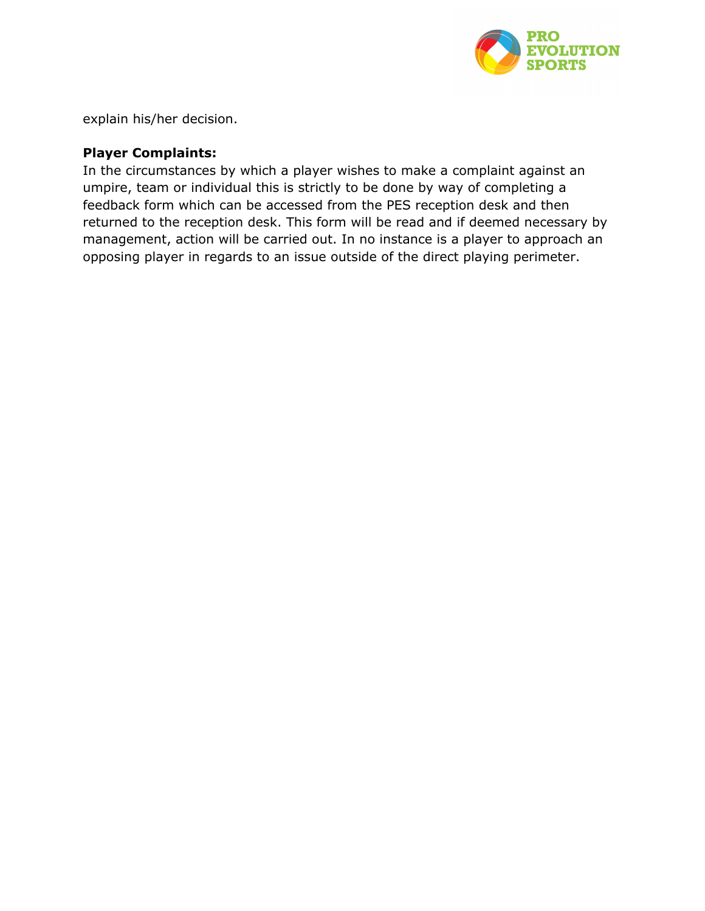explain his/her decision.

**Player Complaints:**

In the circumstances by which a player wishes to make a complaint against an umpire, team or individual this is strictly to be done by way of completing a feedback form which can be accessed from the PES reception desk and then returned to the reception desk. This form will be read and if deemed necessary by management, action will be carried out. In no instance is a player to approach an opposing player in regards to an issue outside of the direct playing perimeter.